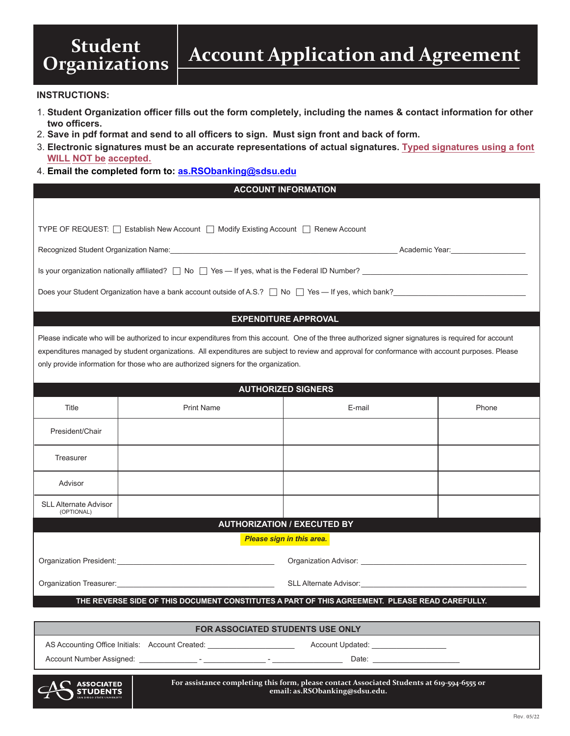# Student Organizations

# Account Application and Agreement

**INSTRUCTIONS:**

1. **Student Organization officer fills out the form completely, including the names & contact information for other two officers.**
2. **Save in pdf format and send to all officers to sign. Must sign front and back of form.**
3. **Electronic signatures must be an accurate representations of actual signatures. Typed signatures using a font WILL NOT be accepted.**
4. **Email the completed form to: as.RSObanking@sdsu.edu**

## ACCOUNT INFORMATION

TYPE OF REQUEST: ☐ Establish New Account ☐ Modify Existing Account ☐ Renew Account

Recognized Student Organization Name:\_\_\_\_\_\_\_\_\_\_\_\_\_\_\_\_\_\_\_\_\_\_\_\_\_\_\_\_\_\_\_\_\_\_\_\_\_\_\_\_ Academic Year:\_\_\_\_\_\_\_\_\_\_\_\_\_\_\_\_

Is your organization nationally affiliated? ☐ No ☐ Yes — If yes, what is the Federal ID Number? \_\_\_\_\_\_\_\_\_\_\_\_\_\_\_\_\_\_\_\_\_\_\_\_\_\_\_\_\_\_\_\_\_\_

Does your Student Organization have a bank account outside of A.S.? ☐ No ☐ Yes — If yes, which bank?\_\_\_\_\_\_\_\_\_\_\_\_\_\_\_\_\_\_\_\_\_\_\_\_\_\_\_\_

## EXPENDITURE APPROVAL

Please indicate who will be authorized to incur expenditures from this account. One of the three authorized signer signatures is required for account expenditures managed by student organizations. All expenditures are subject to review and approval for conformance with account purposes. Please only provide information for those who are authorized signers for the organization.

## AUTHORIZED SIGNERS

| Title | Print Name | E-mail | Phone |
|---|---|---|---|
| President/Chair | | | |
| Treasurer | | | |
| Advisor | | | |
| SLL Alternate Advisor (OPTIONAL) | | | |

## AUTHORIZATION / EXECUTED BY

***Please sign in this area.***

Organization President:\_\_\_\_\_\_\_\_\_\_\_\_\_\_\_\_\_\_\_\_\_\_\_\_\_\_\_\_\_\_ Organization Advisor: \_\_\_\_\_\_\_\_\_\_\_\_\_\_\_\_\_\_\_\_\_\_\_\_\_\_\_\_\_\_

Organization Treasurer:\_\_\_\_\_\_\_\_\_\_\_\_\_\_\_\_\_\_\_\_\_\_\_\_\_\_\_\_\_\_ SLL Alternate Advisor:\_\_\_\_\_\_\_\_\_\_\_\_\_\_\_\_\_\_\_\_\_\_\_\_\_\_\_\_\_\_

**THE REVERSE SIDE OF THIS DOCUMENT CONSTITUTES A PART OF THIS AGREEMENT. PLEASE READ CAREFULLY.**

## FOR ASSOCIATED STUDENTS USE ONLY

AS Accounting Office Initials: Account Created: \_\_\_\_\_\_\_\_\_\_\_\_\_\_\_\_ Account Updated: \_\_\_\_\_\_\_\_\_\_\_\_\_\_\_\_

Account Number Assigned: \_\_\_\_\_\_\_\_\_\_ - \_\_\_\_\_\_\_\_\_\_ - \_\_\_\_\_\_\_\_\_\_ Date: \_\_\_\_\_\_\_\_\_\_\_\_\_\_\_\_

ASSOCIATED STUDENTS SAN DIEGO STATE UNIVERSITY

**For assistance completing this form, please contact Associated Students at 619-594-6555 or email: as.RSObanking@sdsu.edu.**

Rev. 05/22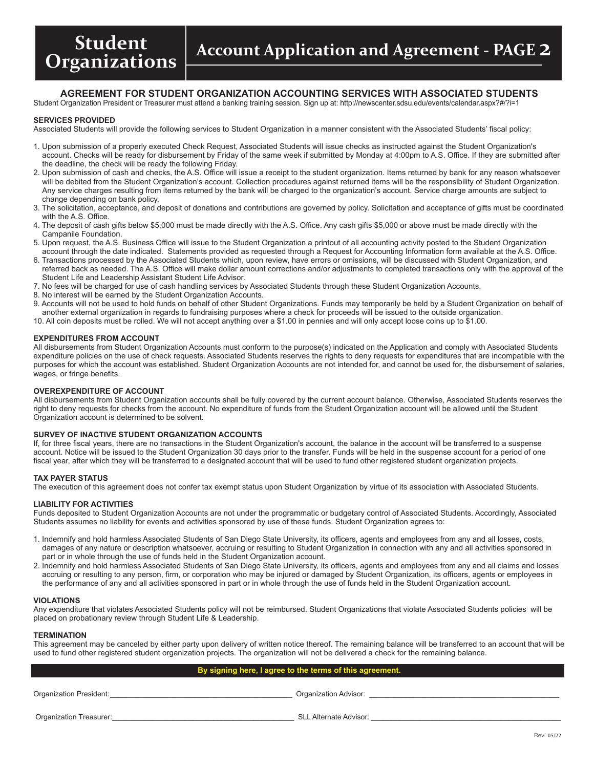# Student Organizations

## Account Application and Agreement - PAGE 2

### AGREEMENT FOR STUDENT ORGANIZATION ACCOUNTING SERVICES WITH ASSOCIATED STUDENTS

Student Organization President or Treasurer must attend a banking training session. Sign up at: http://newscenter.sdsu.edu/events/calendar.aspx?#/?i=1

**SERVICES PROVIDED**

Associated Students will provide the following services to Student Organization in a manner consistent with the Associated Students' fiscal policy:

1. Upon submission of a properly executed Check Request, Associated Students will issue checks as instructed against the Student Organization's account. Checks will be ready for disbursement by Friday of the same week if submitted by Monday at 4:00pm to A.S. Office. If they are submitted after the deadline, the check will be ready the following Friday.
2. Upon submission of cash and checks, the A.S. Office will issue a receipt to the student organization. Items returned by bank for any reason whatsoever will be debited from the Student Organization's account. Collection procedures against returned items will be the responsibility of Student Organization. Any service charges resulting from items returned by the bank will be charged to the organization's account. Service charge amounts are subject to change depending on bank policy.
3. The solicitation, acceptance, and deposit of donations and contributions are governed by policy. Solicitation and acceptance of gifts must be coordinated with the A.S. Office.
4. The deposit of cash gifts below $5,000 must be made directly with the A.S. Office. Any cash gifts $5,000 or above must be made directly with the Campanile Foundation.
5. Upon request, the A.S. Business Office will issue to the Student Organization a printout of all accounting activity posted to the Student Organization account through the date indicated. Statements provided as requested through a Request for Accounting Information form available at the A.S. Office.
6. Transactions processed by the Associated Students which, upon review, have errors or omissions, will be discussed with Student Organization, and referred back as needed. The A.S. Office will make dollar amount corrections and/or adjustments to completed transactions only with the approval of the Student Life and Leadership Assistant Student Life Advisor.
7. No fees will be charged for use of cash handling services by Associated Students through these Student Organization Accounts.
8. No interest will be earned by the Student Organization Accounts.
9. Accounts will not be used to hold funds on behalf of other Student Organizations. Funds may temporarily be held by a Student Organization on behalf of another external organization in regards to fundraising purposes where a check for proceeds will be issued to the outside organization.
10. All coin deposits must be rolled. We will not accept anything over a $1.00 in pennies and will only accept loose coins up to $1.00.

**EXPENDITURES FROM ACCOUNT**

All disbursements from Student Organization Accounts must conform to the purpose(s) indicated on the Application and comply with Associated Students expenditure policies on the use of check requests. Associated Students reserves the rights to deny requests for expenditures that are incompatible with the purposes for which the account was established. Student Organization Accounts are not intended for, and cannot be used for, the disbursement of salaries, wages, or fringe benefits.

**OVEREXPENDITURE OF ACCOUNT**

All disbursements from Student Organization accounts shall be fully covered by the current account balance. Otherwise, Associated Students reserves the right to deny requests for checks from the account. No expenditure of funds from the Student Organization account will be allowed until the Student Organization account is determined to be solvent.

**SURVEY OF INACTIVE STUDENT ORGANIZATION ACCOUNTS**

If, for three fiscal years, there are no transactions in the Student Organization's account, the balance in the account will be transferred to a suspense account. Notice will be issued to the Student Organization 30 days prior to the transfer. Funds will be held in the suspense account for a period of one fiscal year, after which they will be transferred to a designated account that will be used to fund other registered student organization projects.

**TAX PAYER STATUS**

The execution of this agreement does not confer tax exempt status upon Student Organization by virtue of its association with Associated Students.

**LIABILITY FOR ACTIVITIES**

Funds deposited to Student Organization Accounts are not under the programmatic or budgetary control of Associated Students. Accordingly, Associated Students assumes no liability for events and activities sponsored by use of these funds. Student Organization agrees to:

1. Indemnify and hold harmless Associated Students of San Diego State University, its officers, agents and employees from any and all losses, costs, damages of any nature or description whatsoever, accruing or resulting to Student Organization in connection with any and all activities sponsored in part or in whole through the use of funds held in the Student Organization account.
2. Indemnify and hold harmless Associated Students of San Diego State University, its officers, agents and employees from any and all claims and losses accruing or resulting to any person, firm, or corporation who may be injured or damaged by Student Organization, its officers, agents or employees in the performance of any and all activities sponsored in part or in whole through the use of funds held in the Student Organization account.

**VIOLATIONS**

Any expenditure that violates Associated Students policy will not be reimbursed. Student Organizations that violate Associated Students policies will be placed on probationary review through Student Life & Leadership.

**TERMINATION**

This agreement may be canceled by either party upon delivery of written notice thereof. The remaining balance will be transferred to an account that will be used to fund other registered student organization projects. The organization will not be delivered a check for the remaining balance.

**By signing here, I agree to the terms of this agreement.**

Organization President: ____________________ Organization Advisor: ____________________

Organization Treasurer: ____________________ SLL Alternate Advisor: ____________________

Rev. 05/22